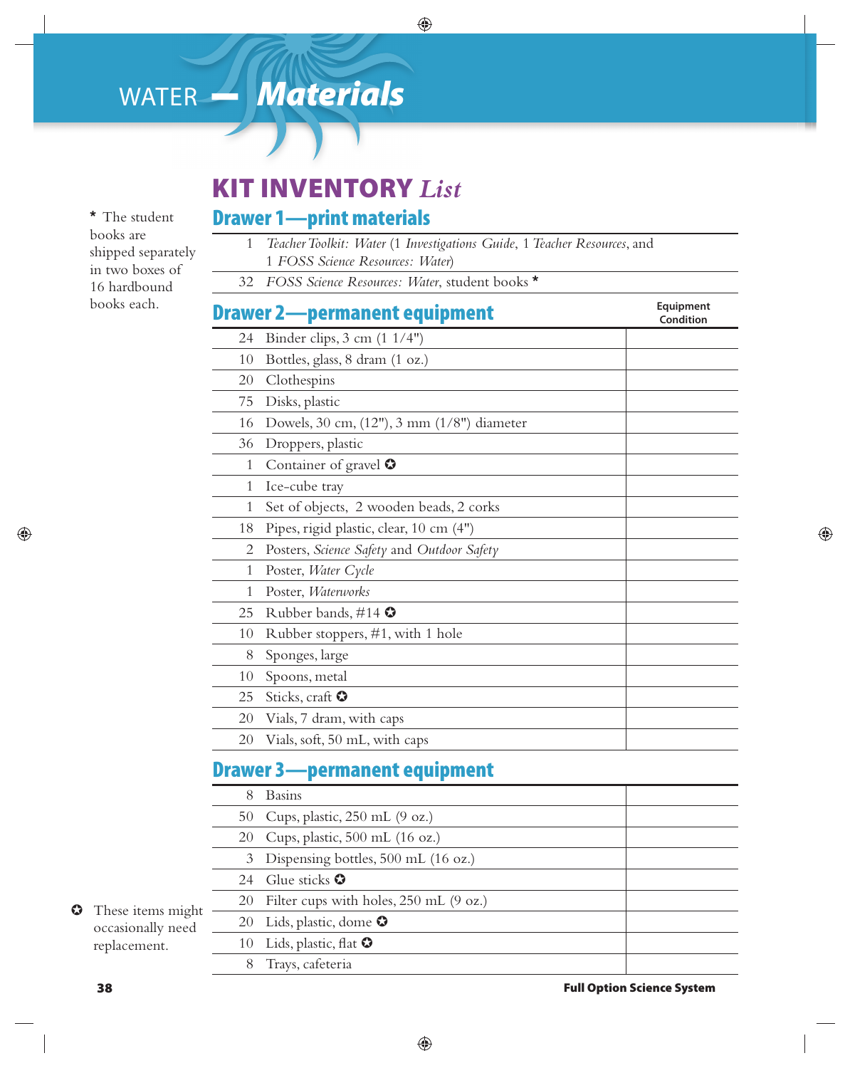# WATER — *Materials*

## KIT INVENTORY *List*

\* The student books are shipped separately in two boxes of 16 hardbound books each.

### Drawer 1—print materials

| | |
|---|---|
| 1 | *Teacher Toolkit: Water* (1 *Investigations Guide*, 1 *Teacher Resources*, and 1 *FOSS Science Resources: Water*) |
| 32 | *FOSS Science Resources: Water*, student books * |

### Drawer 2—permanent equipment

| | | Equipment Condition |
|---|---|---|
| 24 | Binder clips, 3 cm (1 1/4") | |
| 10 | Bottles, glass, 8 dram (1 oz.) | |
| 20 | Clothespins | |
| 75 | Disks, plastic | |
| 16 | Dowels, 30 cm, (12"), 3 mm (1/8") diameter | |
| 36 | Droppers, plastic | |
| 1 | Container of gravel ✪ | |
| 1 | Ice-cube tray | |
| 1 | Set of objects, 2 wooden beads, 2 corks | |
| 18 | Pipes, rigid plastic, clear, 10 cm (4") | |
| 2 | Posters, *Science Safety* and *Outdoor Safety* | |
| 1 | Poster, *Water Cycle* | |
| 1 | Poster, *Waterworks* | |
| 25 | Rubber bands, #14 ✪ | |
| 10 | Rubber stoppers, #1, with 1 hole | |
| 8 | Sponges, large | |
| 10 | Spoons, metal | |
| 25 | Sticks, craft ✪ | |
| 20 | Vials, 7 dram, with caps | |
| 20 | Vials, soft, 50 mL, with caps | |

### Drawer 3—permanent equipment

| | | Equipment Condition |
|---|---|---|
| 8 | Basins | |
| 50 | Cups, plastic, 250 mL (9 oz.) | |
| 20 | Cups, plastic, 500 mL (16 oz.) | |
| 3 | Dispensing bottles, 500 mL (16 oz.) | |
| 24 | Glue sticks ✪ | |
| 20 | Filter cups with holes, 250 mL (9 oz.) | |
| 20 | Lids, plastic, dome ✪ | |
| 10 | Lids, plastic, flat ✪ | |
| 8 | Trays, cafeteria | |

✪ These items might occasionally need replacement.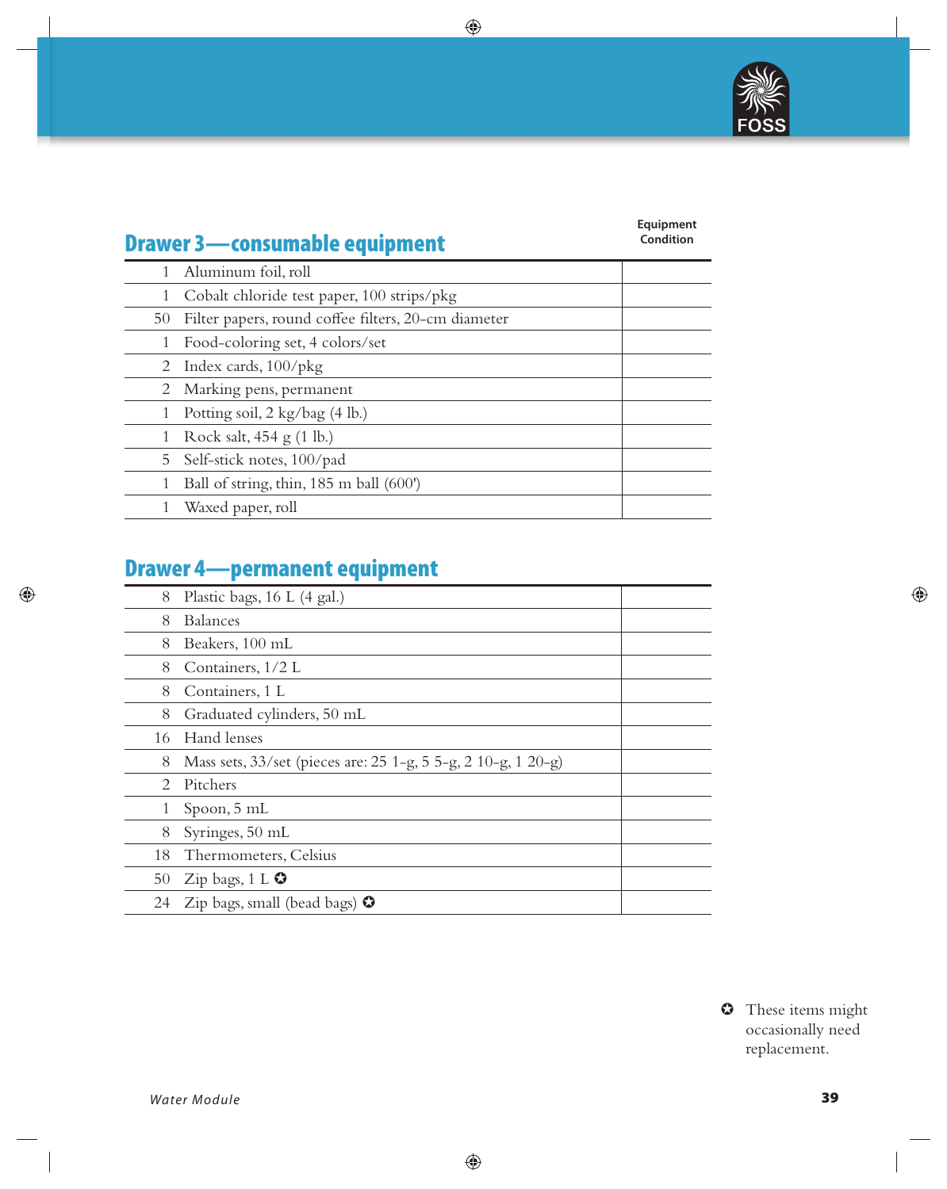## Drawer 3—consumable equipment

| | | Equipment Condition |
|---|---|---|
| 1 | Aluminum foil, roll | |
| 1 | Cobalt chloride test paper, 100 strips/pkg | |
| 50 | Filter papers, round coffee filters, 20-cm diameter | |
| 1 | Food-coloring set, 4 colors/set | |
| 2 | Index cards, 100/pkg | |
| 2 | Marking pens, permanent | |
| 1 | Potting soil, 2 kg/bag (4 lb.) | |
| 1 | Rock salt, 454 g (1 lb.) | |
| 5 | Self-stick notes, 100/pad | |
| 1 | Ball of string, thin, 185 m ball (600') | |
| 1 | Waxed paper, roll | |

## Drawer 4—permanent equipment

| | | |
|---|---|---|
| 8 | Plastic bags, 16 L (4 gal.) | |
| 8 | Balances | |
| 8 | Beakers, 100 mL | |
| 8 | Containers, 1/2 L | |
| 8 | Containers, 1 L | |
| 8 | Graduated cylinders, 50 mL | |
| 16 | Hand lenses | |
| 8 | Mass sets, 33/set (pieces are: 25 1-g, 5 5-g, 2 10-g, 1 20-g) | |
| 2 | Pitchers | |
| 1 | Spoon, 5 mL | |
| 8 | Syringes, 50 mL | |
| 18 | Thermometers, Celsius | |
| 50 | Zip bags, 1 L ✪ | |
| 24 | Zip bags, small (bead bags) ✪ | |

✪ These items might occasionally need replacement.